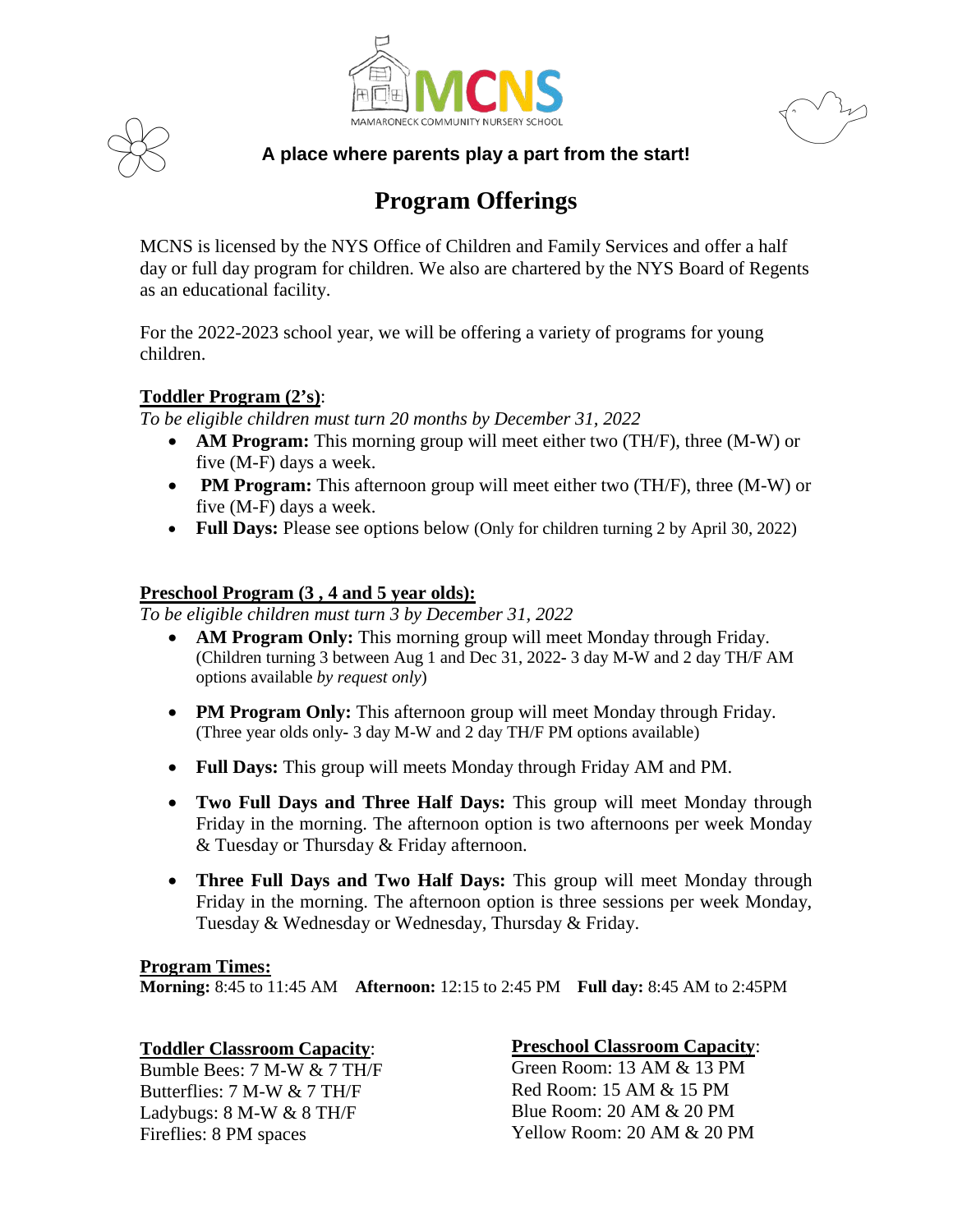MAMARONECK COMMUNITY NURSERY SCHOOL

**A place where parents play a part from the start!**

# Program Offerings

MCNS is licensed by the NYS Office of Children and Family Services and offer a half day or full day program for children. We also are chartered by the NYS Board of Regents as an educational facility.

For the 2022-2023 school year, we will be offering a variety of programs for young children.

**Toddler Program (2's)**:

*To be eligible children must turn 20 months by December 31, 2022*

- **AM Program:** This morning group will meet either two (TH/F), three (M-W) or five (M-F) days a week.
- **PM Program:** This afternoon group will meet either two (TH/F), three (M-W) or five (M-F) days a week.
- **Full Days:** Please see options below (Only for children turning 2 by April 30, 2022)

**Preschool Program (3 , 4 and 5 year olds):**

*To be eligible children must turn 3 by December 31, 2022*

- **AM Program Only:** This morning group will meet Monday through Friday. (Children turning 3 between Aug 1 and Dec 31, 2022- 3 day M-W and 2 day TH/F AM options available *by request only*)
- **PM Program Only:** This afternoon group will meet Monday through Friday. (Three year olds only- 3 day M-W and 2 day TH/F PM options available)
- **Full Days:** This group will meets Monday through Friday AM and PM.
- **Two Full Days and Three Half Days:** This group will meet Monday through Friday in the morning. The afternoon option is two afternoons per week Monday & Tuesday or Thursday & Friday afternoon.
- **Three Full Days and Two Half Days:** This group will meet Monday through Friday in the morning. The afternoon option is three sessions per week Monday, Tuesday & Wednesday or Wednesday, Thursday & Friday.

**Program Times:**

**Morning:** 8:45 to 11:45 AM **Afternoon:** 12:15 to 2:45 PM **Full day:** 8:45 AM to 2:45PM

**Toddler Classroom Capacity**:

Bumble Bees: 7 M-W & 7 TH/F
Butterflies: 7 M-W & 7 TH/F
Ladybugs: 8 M-W & 8 TH/F
Fireflies: 8 PM spaces

**Preschool Classroom Capacity**:

Green Room: 13 AM & 13 PM
Red Room: 15 AM & 15 PM
Blue Room: 20 AM & 20 PM
Yellow Room: 20 AM & 20 PM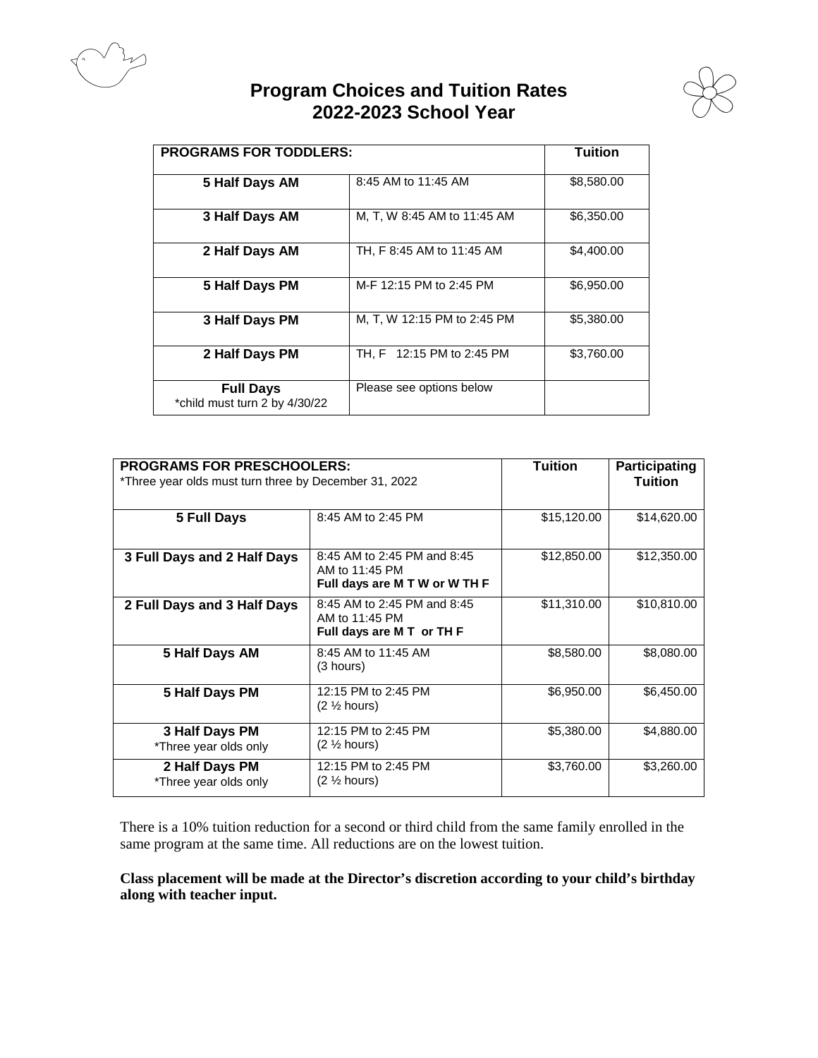# Program Choices and Tuition Rates
# 2022-2023 School Year

| PROGRAMS FOR TODDLERS: | | Tuition |
|---|---|---|
| **5 Half Days AM** | 8:45 AM to 11:45 AM | $8,580.00 |
| **3 Half Days AM** | M, T, W 8:45 AM to 11:45 AM | $6,350.00 |
| **2 Half Days AM** | TH, F 8:45 AM to 11:45 AM | $4,400.00 |
| **5 Half Days PM** | M-F 12:15 PM to 2:45 PM | $6,950.00 |
| **3 Half Days PM** | M, T, W 12:15 PM to 2:45 PM | $5,380.00 |
| **2 Half Days PM** | TH, F 12:15 PM to 2:45 PM | $3,760.00 |
| **Full Days** *child must turn 2 by 4/30/22 | Please see options below | |

| PROGRAMS FOR PRESCHOOLERS: *Three year olds must turn three by December 31, 2022 | | Tuition | Participating Tuition |
|---|---|---|---|
| **5 Full Days** | 8:45 AM to 2:45 PM | $15,120.00 | $14,620.00 |
| **3 Full Days and 2 Half Days** | 8:45 AM to 2:45 PM and 8:45 AM to 11:45 PM **Full days are M T W or W TH F** | $12,850.00 | $12,350.00 |
| **2 Full Days and 3 Half Days** | 8:45 AM to 2:45 PM and 8:45 AM to 11:45 PM **Full days are M T or TH F** | $11,310.00 | $10,810.00 |
| **5 Half Days AM** | 8:45 AM to 11:45 AM (3 hours) | $8,580.00 | $8,080.00 |
| **5 Half Days PM** | 12:15 PM to 2:45 PM (2 ½ hours) | $6,950.00 | $6,450.00 |
| **3 Half Days PM** *Three year olds only | 12:15 PM to 2:45 PM (2 ½ hours) | $5,380.00 | $4,880.00 |
| **2 Half Days PM** *Three year olds only | 12:15 PM to 2:45 PM (2 ½ hours) | $3,760.00 | $3,260.00 |

There is a 10% tuition reduction for a second or third child from the same family enrolled in the same program at the same time. All reductions are on the lowest tuition.

**Class placement will be made at the Director's discretion according to your child's birthday along with teacher input.**